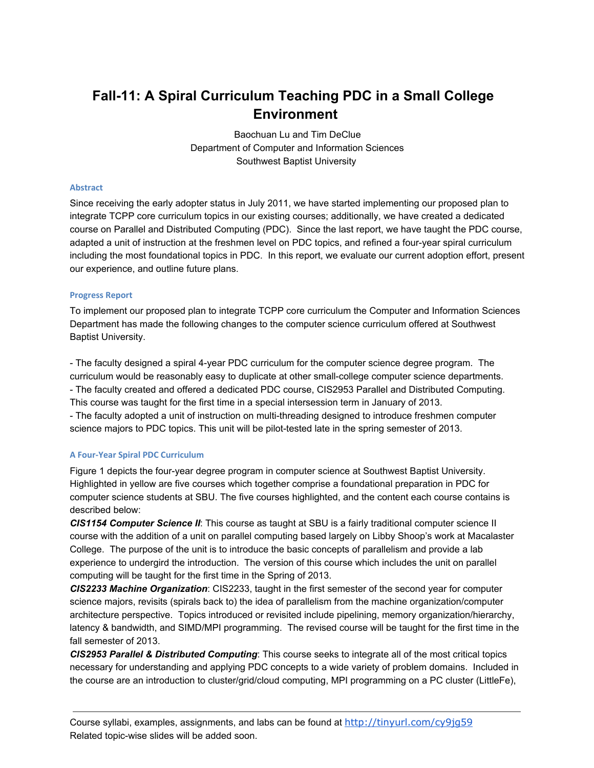# Fall-11: A Spiral Curriculum Teaching PDC in a Small College Environment

Baochuan Lu and Tim DeClue
Department of Computer and Information Sciences
Southwest Baptist University

## Abstract

Since receiving the early adopter status in July 2011, we have started implementing our proposed plan to integrate TCPP core curriculum topics in our existing courses; additionally, we have created a dedicated course on Parallel and Distributed Computing (PDC). Since the last report, we have taught the PDC course, adapted a unit of instruction at the freshmen level on PDC topics, and refined a four-year spiral curriculum including the most foundational topics in PDC. In this report, we evaluate our current adoption effort, present our experience, and outline future plans.

## Progress Report

To implement our proposed plan to integrate TCPP core curriculum the Computer and Information Sciences Department has made the following changes to the computer science curriculum offered at Southwest Baptist University.

- The faculty designed a spiral 4-year PDC curriculum for the computer science degree program. The curriculum would be reasonably easy to duplicate at other small-college computer science departments.
- The faculty created and offered a dedicated PDC course, CIS2953 Parallel and Distributed Computing. This course was taught for the first time in a special intersession term in January of 2013.
- The faculty adopted a unit of instruction on multi-threading designed to introduce freshmen computer science majors to PDC topics. This unit will be pilot-tested late in the spring semester of 2013.

## A Four-Year Spiral PDC Curriculum

Figure 1 depicts the four-year degree program in computer science at Southwest Baptist University. Highlighted in yellow are five courses which together comprise a foundational preparation in PDC for computer science students at SBU. The five courses highlighted, and the content each course contains is described below:

***CIS1154 Computer Science II***: This course as taught at SBU is a fairly traditional computer science II course with the addition of a unit on parallel computing based largely on Libby Shoop's work at Macalaster College. The purpose of the unit is to introduce the basic concepts of parallelism and provide a lab experience to undergird the introduction. The version of this course which includes the unit on parallel computing will be taught for the first time in the Spring of 2013.

***CIS2233 Machine Organization***: CIS2233, taught in the first semester of the second year for computer science majors, revisits (spirals back to) the idea of parallelism from the machine organization/computer architecture perspective. Topics introduced or revisited include pipelining, memory organization/hierarchy, latency & bandwidth, and SIMD/MPI programming. The revised course will be taught for the first time in the fall semester of 2013.

***CIS2953 Parallel & Distributed Computing***: This course seeks to integrate all of the most critical topics necessary for understanding and applying PDC concepts to a wide variety of problem domains. Included in the course are an introduction to cluster/grid/cloud computing, MPI programming on a PC cluster (LittleFe),

---

Course syllabi, examples, assignments, and labs can be found at http://tinyurl.com/cy9jg59
Related topic-wise slides will be added soon.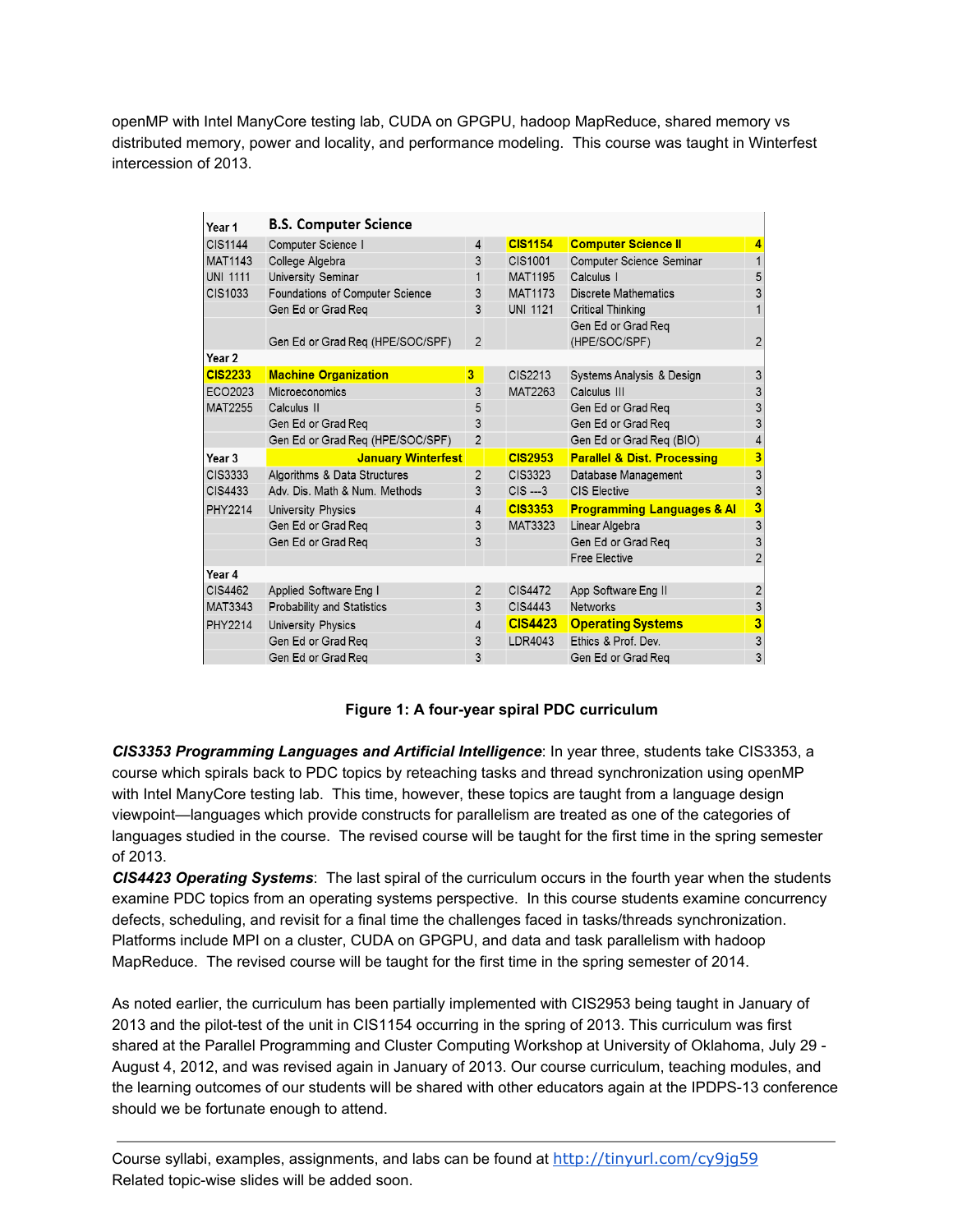openMP with Intel ManyCore testing lab, CUDA on GPGPU, hadoop MapReduce, shared memory vs distributed memory, power and locality, and performance modeling. This course was taught in Winterfest intercession of 2013.

| Year 1 | B.S. Computer Science | | | | |
|---|---|---|---|---|---|
| CIS1144 | Computer Science I | 4 | **CIS1154** | **Computer Science II** | **4** |
| MAT1143 | College Algebra | 3 | CIS1001 | Computer Science Seminar | 1 |
| UNI 1111 | University Seminar | 1 | MAT1195 | Calculus I | 5 |
| CIS1033 | Foundations of Computer Science | 3 | MAT1173 | Discrete Mathematics | 3 |
| | Gen Ed or Grad Req | 3 | UNI 1121 | Critical Thinking | 1 |
| | Gen Ed or Grad Req (HPE/SOC/SPF) | 2 | | Gen Ed or Grad Req (HPE/SOC/SPF) | 2 |
| **Year 2** | | | | | |
| **CIS2233** | **Machine Organization** | **3** | CIS2213 | Systems Analysis & Design | 3 |
| ECO2023 | Microeconomics | 3 | MAT2263 | Calculus III | 3 |
| MAT2255 | Calculus II | 5 | | Gen Ed or Grad Req | 3 |
| | Gen Ed or Grad Req | 3 | | Gen Ed or Grad Req | 3 |
| | Gen Ed or Grad Req (HPE/SOC/SPF) | 2 | | Gen Ed or Grad Req (BIO) | 4 |
| **Year 3** | **January Winterfest** | | **CIS2953** | **Parallel & Dist. Processing** | **3** |
| CIS3333 | Algorithms & Data Structures | 2 | CIS3323 | Database Management | 3 |
| CIS4433 | Adv. Dis. Math & Num. Methods | 3 | CIS ---3 | CIS Elective | 3 |
| PHY2214 | University Physics | 4 | **CIS3353** | **Programming Languages & AI** | **3** |
| | Gen Ed or Grad Req | 3 | MAT3323 | Linear Algebra | 3 |
| | Gen Ed or Grad Req | 3 | | Gen Ed or Grad Req | 3 |
| | | | | Free Elective | 2 |
| **Year 4** | | | | | |
| CIS4462 | Applied Software Eng I | 2 | CIS4472 | App Software Eng II | 2 |
| MAT3343 | Probability and Statistics | 3 | CIS4443 | Networks | 3 |
| PHY2214 | University Physics | 4 | **CIS4423** | **Operating Systems** | **3** |
| | Gen Ed or Grad Req | 3 | LDR4043 | Ethics & Prof. Dev. | 3 |
| | Gen Ed or Grad Req | 3 | | Gen Ed or Grad Req | 3 |

**Figure 1: A four-year spiral PDC curriculum**

***CIS3353 Programming Languages and Artificial Intelligence***: In year three, students take CIS3353, a course which spirals back to PDC topics by reteaching tasks and thread synchronization using openMP with Intel ManyCore testing lab. This time, however, these topics are taught from a language design viewpoint—languages which provide constructs for parallelism are treated as one of the categories of languages studied in the course. The revised course will be taught for the first time in the spring semester of 2013.

***CIS4423 Operating Systems***: The last spiral of the curriculum occurs in the fourth year when the students examine PDC topics from an operating systems perspective. In this course students examine concurrency defects, scheduling, and revisit for a final time the challenges faced in tasks/threads synchronization. Platforms include MPI on a cluster, CUDA on GPGPU, and data and task parallelism with hadoop MapReduce. The revised course will be taught for the first time in the spring semester of 2014.

As noted earlier, the curriculum has been partially implemented with CIS2953 being taught in January of 2013 and the pilot-test of the unit in CIS1154 occurring in the spring of 2013. This curriculum was first shared at the Parallel Programming and Cluster Computing Workshop at University of Oklahoma, July 29 - August 4, 2012, and was revised again in January of 2013. Our course curriculum, teaching modules, and the learning outcomes of our students will be shared with other educators again at the IPDPS-13 conference should we be fortunate enough to attend.

---

Course syllabi, examples, assignments, and labs can be found at http://tinyurl.com/cy9jg59
Related topic-wise slides will be added soon.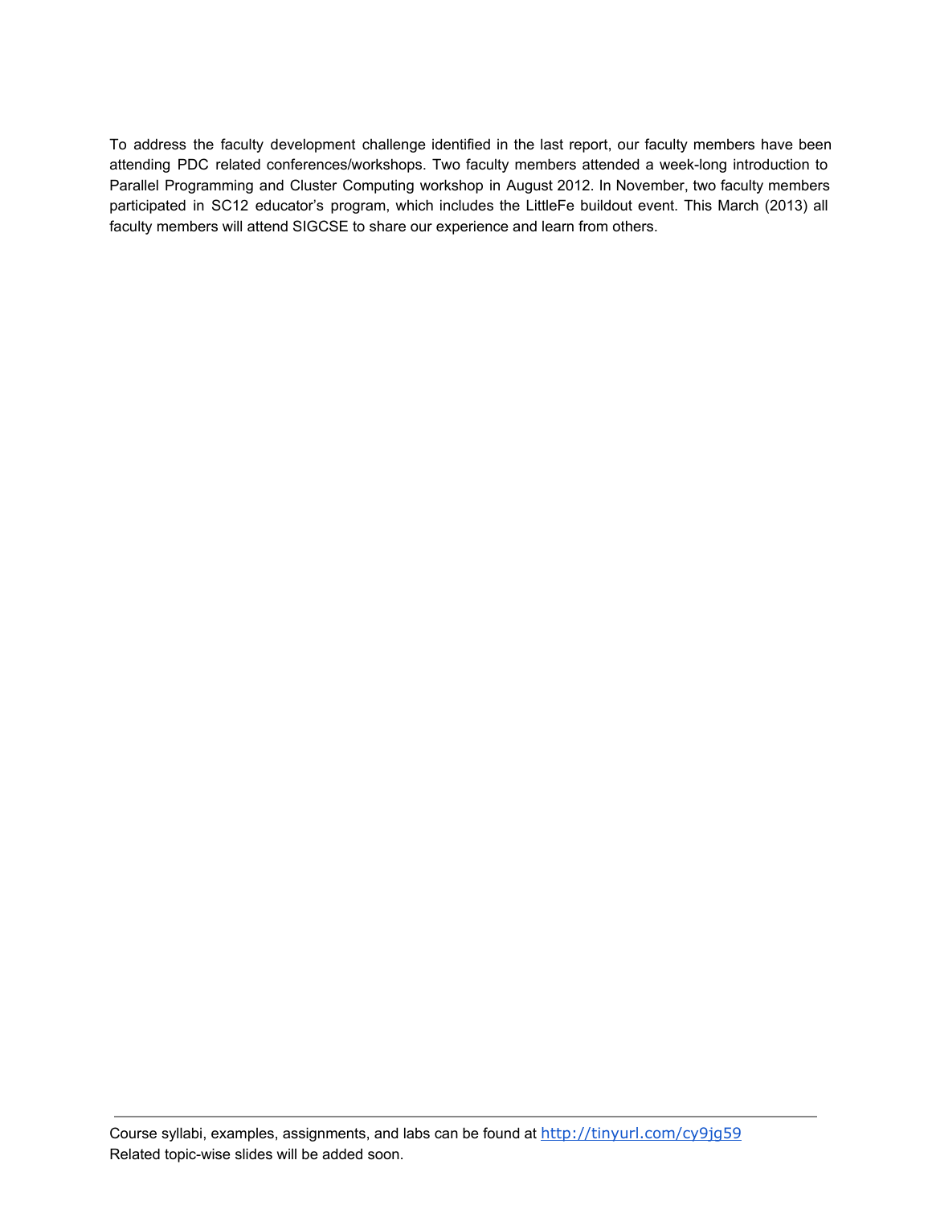To address the faculty development challenge identified in the last report, our faculty members have been attending PDC related conferences/workshops. Two faculty members attended a week-long introduction to Parallel Programming and Cluster Computing workshop in August 2012. In November, two faculty members participated in SC12 educator's program, which includes the LittleFe buildout event. This March (2013) all faculty members will attend SIGCSE to share our experience and learn from others.

---

Course syllabi, examples, assignments, and labs can be found at http://tinyurl.com/cy9jg59
Related topic-wise slides will be added soon.